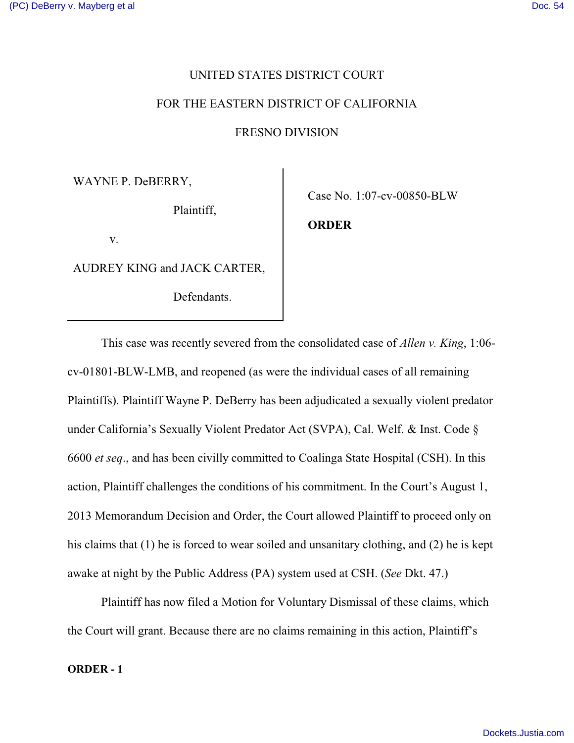UNITED STATES DISTRICT COURT

FOR THE EASTERN DISTRICT OF CALIFORNIA

FRESNO DIVISION

| | |
|---|---|
| WAYNE P. DeBERRY,<br><br>Plaintiff,<br><br>v.<br><br>AUDREY KING and JACK CARTER,<br><br>Defendants. | Case No. 1:07-cv-00850-BLW<br><br>**ORDER** |

This case was recently severed from the consolidated case of *Allen v. King*, 1:06-cv-01801-BLW-LMB, and reopened (as were the individual cases of all remaining Plaintiffs). Plaintiff Wayne P. DeBerry has been adjudicated a sexually violent predator under California's Sexually Violent Predator Act (SVPA), Cal. Welf. & Inst. Code § 6600 *et seq*., and has been civilly committed to Coalinga State Hospital (CSH). In this action, Plaintiff challenges the conditions of his commitment. In the Court's August 1, 2013 Memorandum Decision and Order, the Court allowed Plaintiff to proceed only on his claims that (1) he is forced to wear soiled and unsanitary clothing, and (2) he is kept awake at night by the Public Address (PA) system used at CSH. (*See* Dkt. 47.)

Plaintiff has now filed a Motion for Voluntary Dismissal of these claims, which the Court will grant. Because there are no claims remaining in this action, Plaintiff's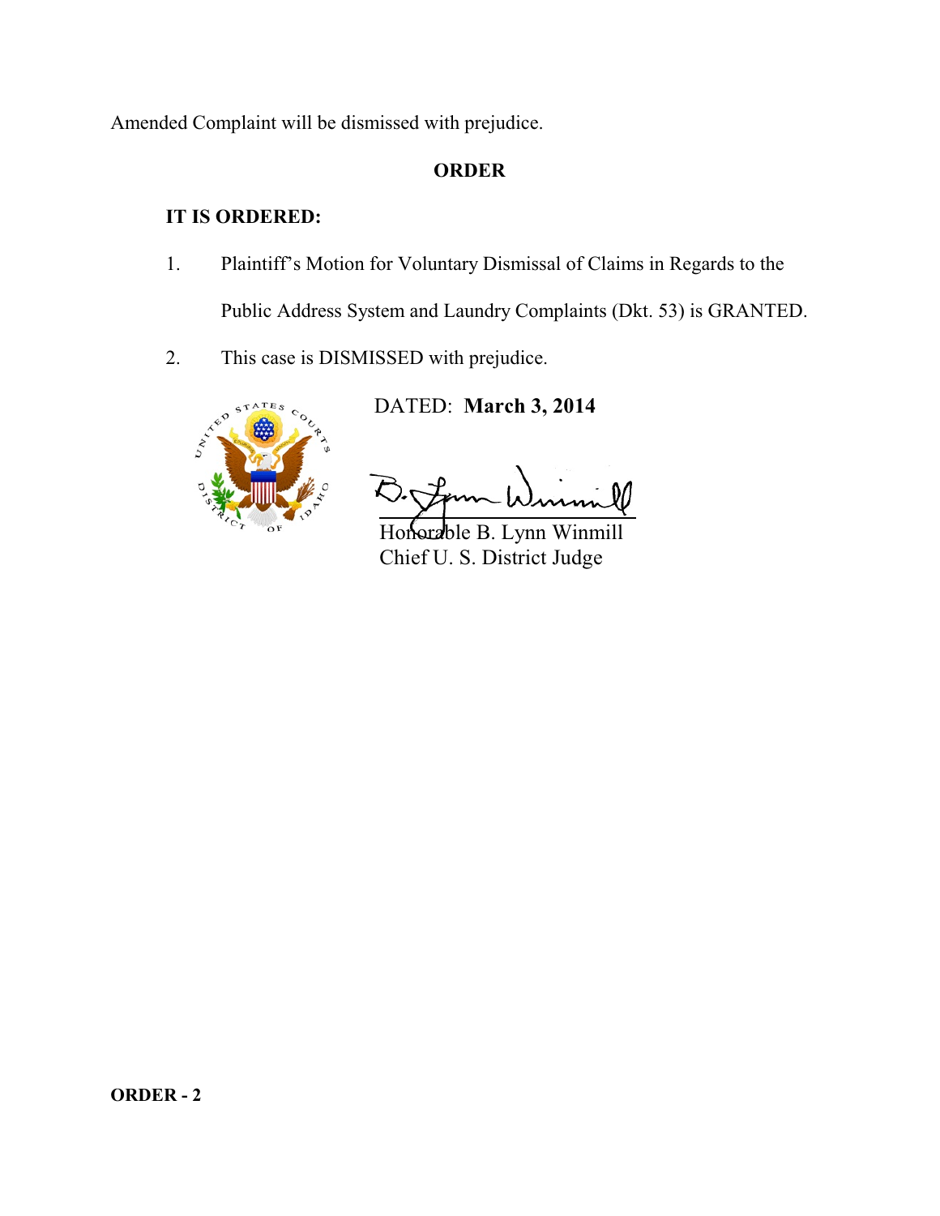Amended Complaint will be dismissed with prejudice.

**ORDER**

**IT IS ORDERED:**

1. Plaintiff's Motion for Voluntary Dismissal of Claims in Regards to the Public Address System and Laundry Complaints (Dkt. 53) is GRANTED.

2. This case is DISMISSED with prejudice.

DATED: **March 3, 2014**

Honorable B. Lynn Winmill
Chief U. S. District Judge